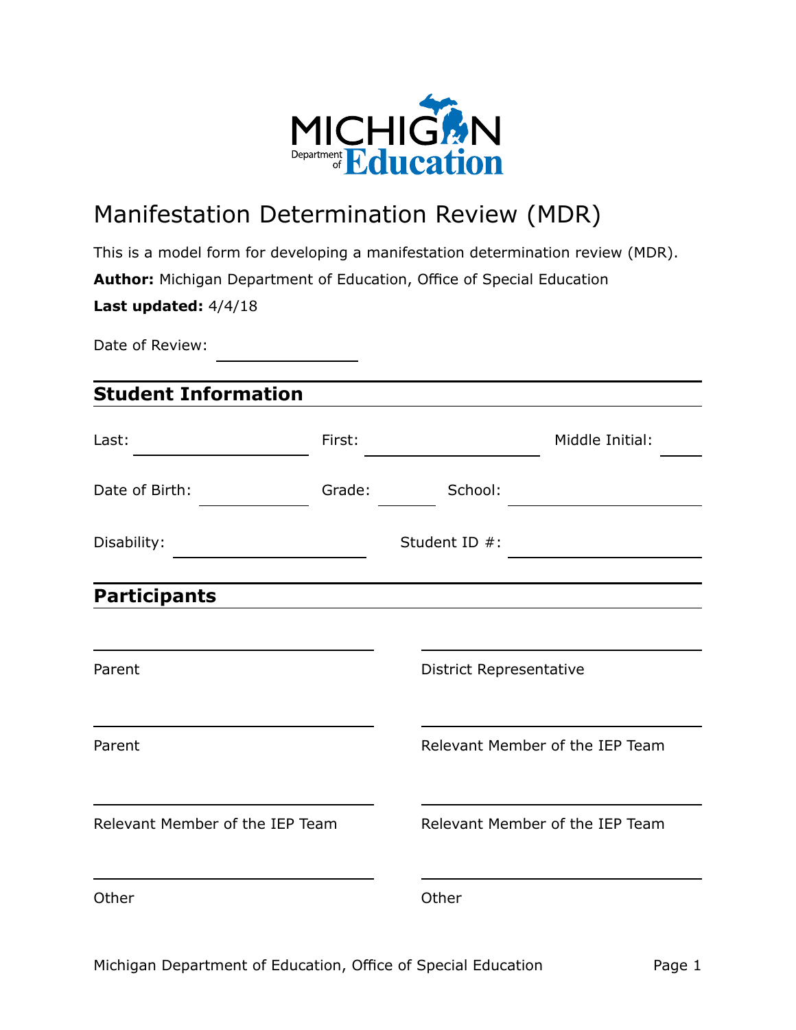# Manifestation Determination Review (MDR)

This is a model form for developing a manifestation determination review (MDR).

**Author:** Michigan Department of Education, Office of Special Education

**Last updated:** 4/4/18

Date of Review: ______________

## Student Information

Last: ______________ First: ______________ Middle Initial: ____

Date of Birth: ____________ Grade: ______ School: ______________

Disability: ______________ Student ID #: ______________

## Participants

| | |
|---|---|
| ______________________ | ______________________ |
| Parent | District Representative |
| ______________________ | ______________________ |
| Parent | Relevant Member of the IEP Team |
| ______________________ | ______________________ |
| Relevant Member of the IEP Team | Relevant Member of the IEP Team |
| ______________________ | ______________________ |
| Other | Other |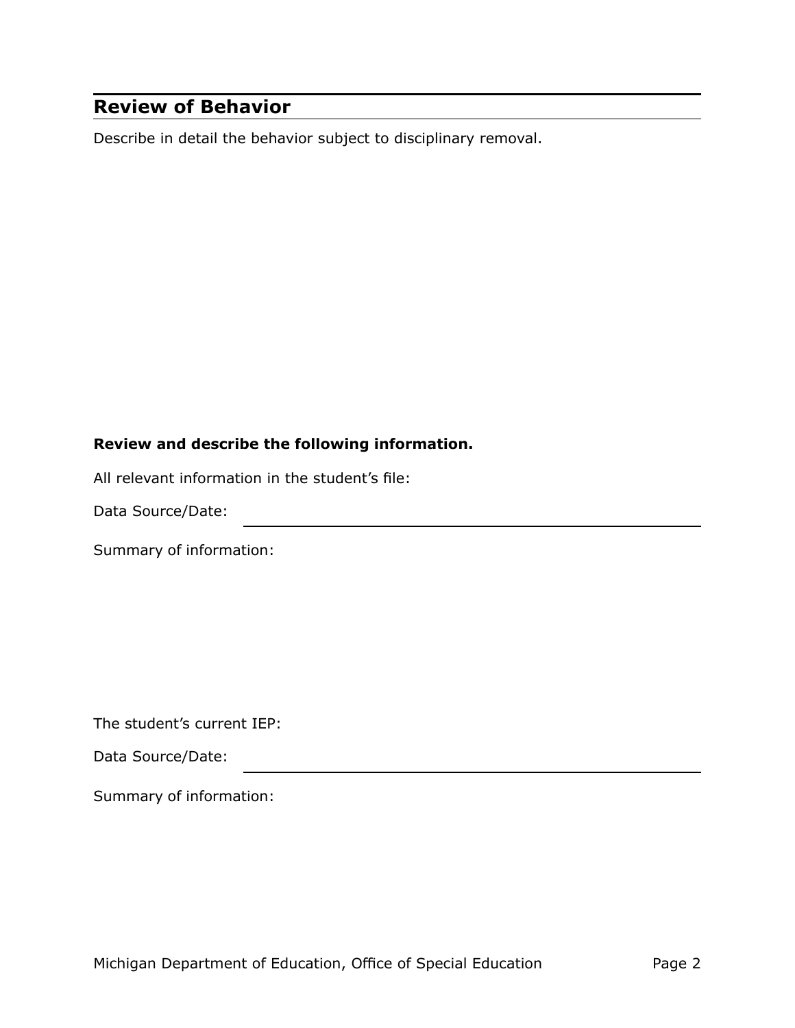## Review of Behavior

Describe in detail the behavior subject to disciplinary removal.

**Review and describe the following information.**

All relevant information in the student’s file:

Data Source/Date: \_\_\_\_\_\_\_\_\_\_\_\_\_\_\_\_\_\_\_\_\_\_\_\_\_\_\_\_\_\_\_\_

Summary of information:

The student’s current IEP:

Data Source/Date: \_\_\_\_\_\_\_\_\_\_\_\_\_\_\_\_\_\_\_\_\_\_\_\_\_\_\_\_\_\_\_\_

Summary of information: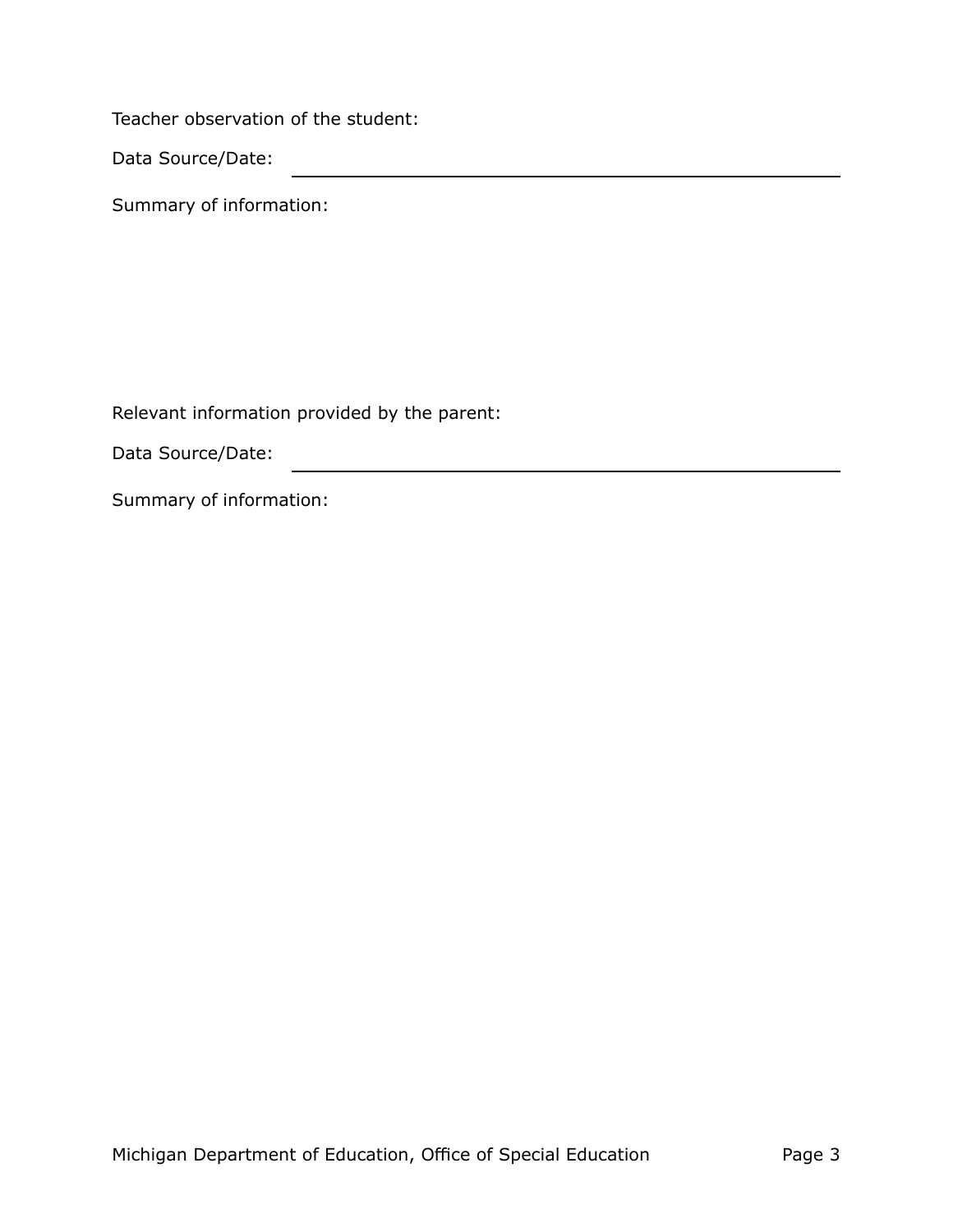Teacher observation of the student:

Data Source/Date: \_\_\_\_\_\_\_\_\_\_\_\_\_\_\_\_\_\_\_\_\_\_\_\_\_\_\_\_\_\_\_\_\_\_\_\_\_\_\_\_

Summary of information:

Relevant information provided by the parent:

Data Source/Date: \_\_\_\_\_\_\_\_\_\_\_\_\_\_\_\_\_\_\_\_\_\_\_\_\_\_\_\_\_\_\_\_\_\_\_\_\_\_\_\_

Summary of information: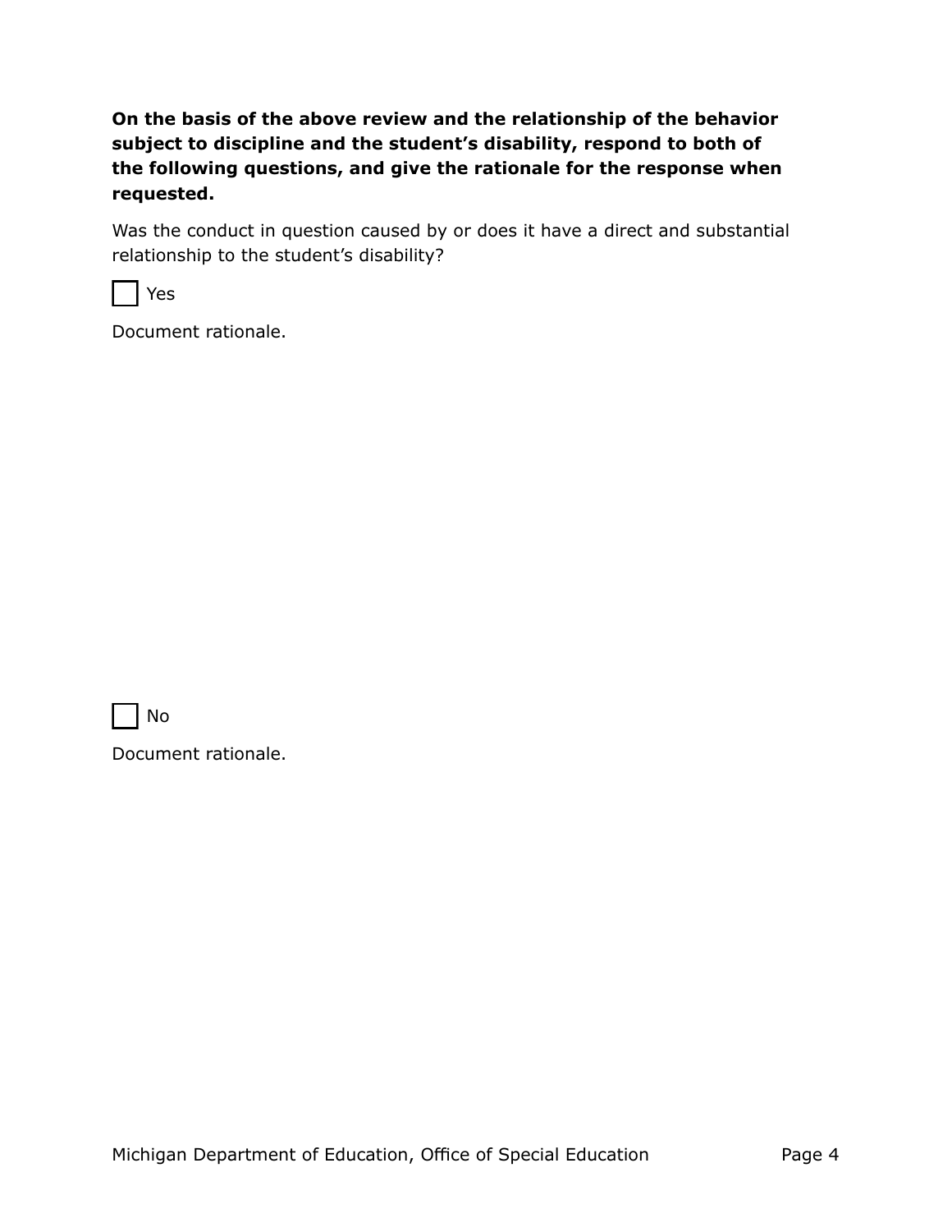**On the basis of the above review and the relationship of the behavior subject to discipline and the student's disability, respond to both of the following questions, and give the rationale for the response when requested.**

Was the conduct in question caused by or does it have a direct and substantial relationship to the student's disability?

☐ Yes

Document rationale.

☐ No

Document rationale.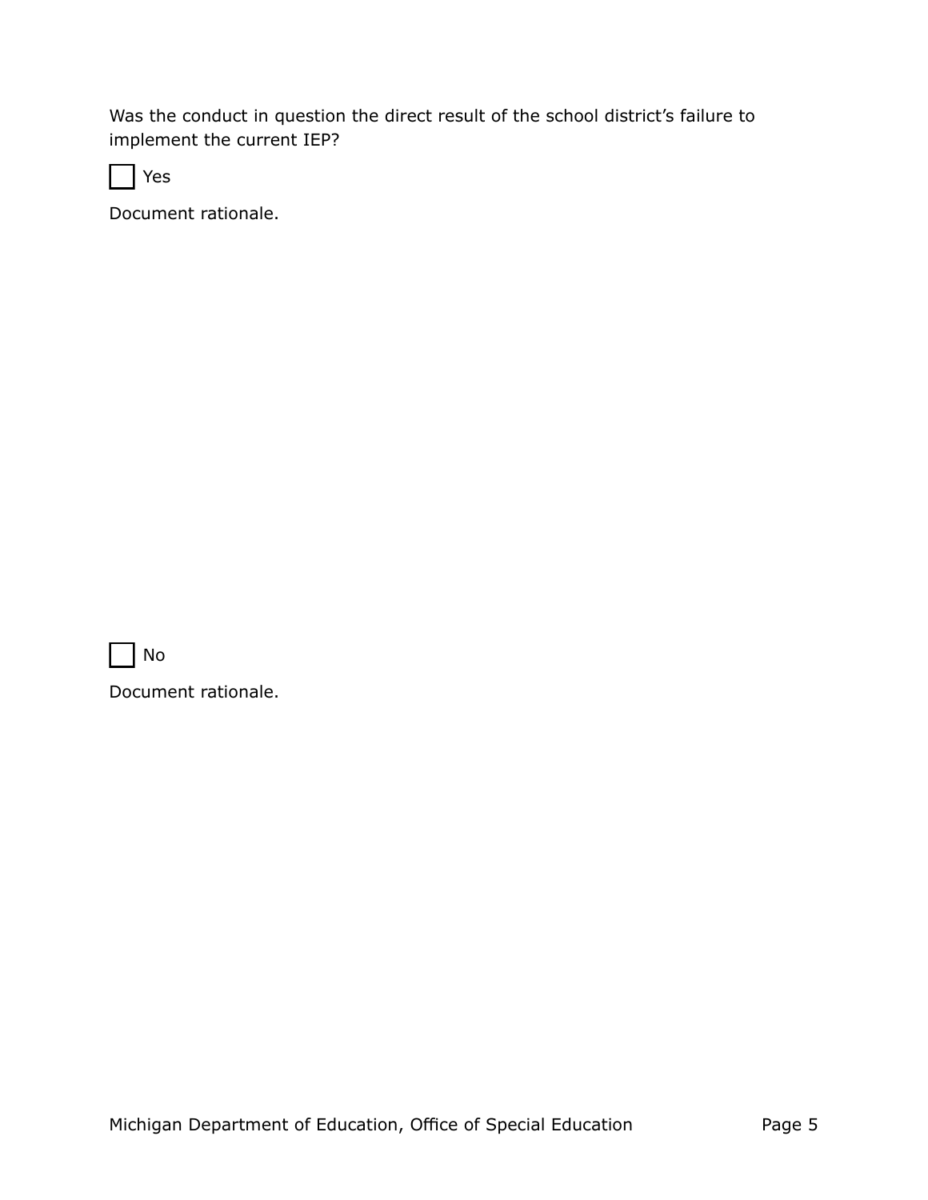Was the conduct in question the direct result of the school district's failure to implement the current IEP?

☐ Yes

Document rationale.

☐ No

Document rationale.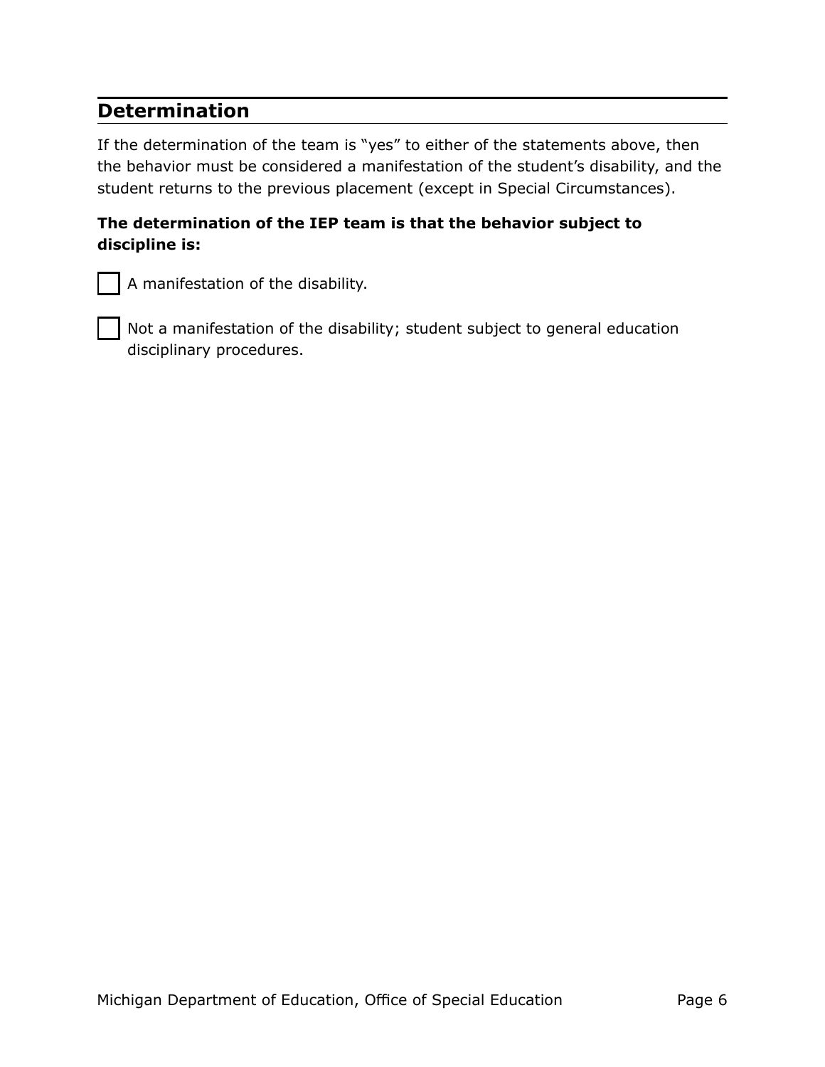## Determination

If the determination of the team is "yes" to either of the statements above, then the behavior must be considered a manifestation of the student's disability, and the student returns to the previous placement (except in Special Circumstances).

**The determination of the IEP team is that the behavior subject to discipline is:**

- [ ] A manifestation of the disability.
- [ ] Not a manifestation of the disability; student subject to general education disciplinary procedures.